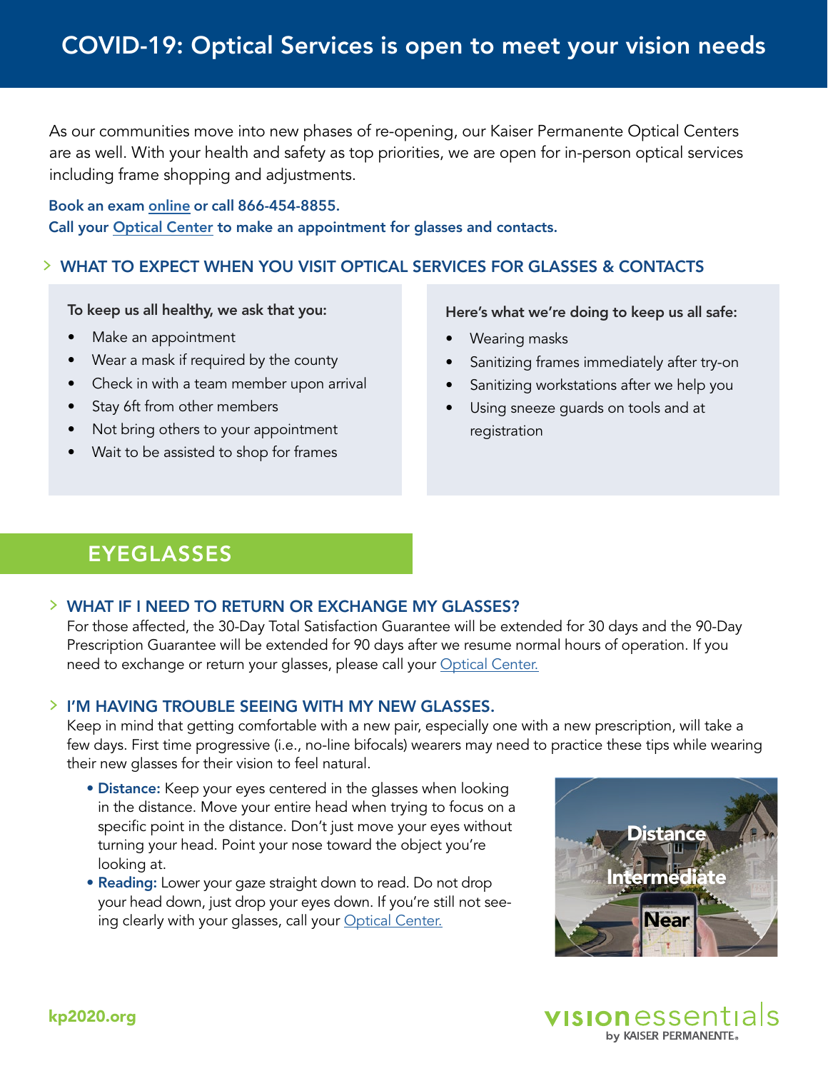# COVID-19: Optical Services is open to meet your vision needs

As our communities move into new phases of re-opening, our Kaiser Permanente Optical Centers are as well. With your health and safety as top priorities, we are open for in-person optical services including frame shopping and adjustments.

**Book an exam online or call 866-454-8855.**
**Call your Optical Center to make an appointment for glasses and contacts.**

## WHAT TO EXPECT WHEN YOU VISIT OPTICAL SERVICES FOR GLASSES & CONTACTS

**To keep us all healthy, we ask that you:**

- Make an appointment
- Wear a mask if required by the county
- Check in with a team member upon arrival
- Stay 6ft from other members
- Not bring others to your appointment
- Wait to be assisted to shop for frames

**Here's what we're doing to keep us all safe:**

- Wearing masks
- Sanitizing frames immediately after try-on
- Sanitizing workstations after we help you
- Using sneeze guards on tools and at registration

# EYEGLASSES

## WHAT IF I NEED TO RETURN OR EXCHANGE MY GLASSES?

For those affected, the 30-Day Total Satisfaction Guarantee will be extended for 30 days and the 90-Day Prescription Guarantee will be extended for 90 days after we resume normal hours of operation. If you need to exchange or return your glasses, please call your Optical Center.

## I'M HAVING TROUBLE SEEING WITH MY NEW GLASSES.

Keep in mind that getting comfortable with a new pair, especially one with a new prescription, will take a few days. First time progressive (i.e., no-line bifocals) wearers may need to practice these tips while wearing their new glasses for their vision to feel natural.

- **Distance:** Keep your eyes centered in the glasses when looking in the distance. Move your entire head when trying to focus on a specific point in the distance. Don't just move your eyes without turning your head. Point your nose toward the object you're looking at.
- **Reading:** Lower your gaze straight down to read. Do not drop your head down, just drop your eyes down. If you're still not seeing clearly with your glasses, call your Optical Center.

Distance
Intermediate
Near

kp2020.org

vision essentials by KAISER PERMANENTE.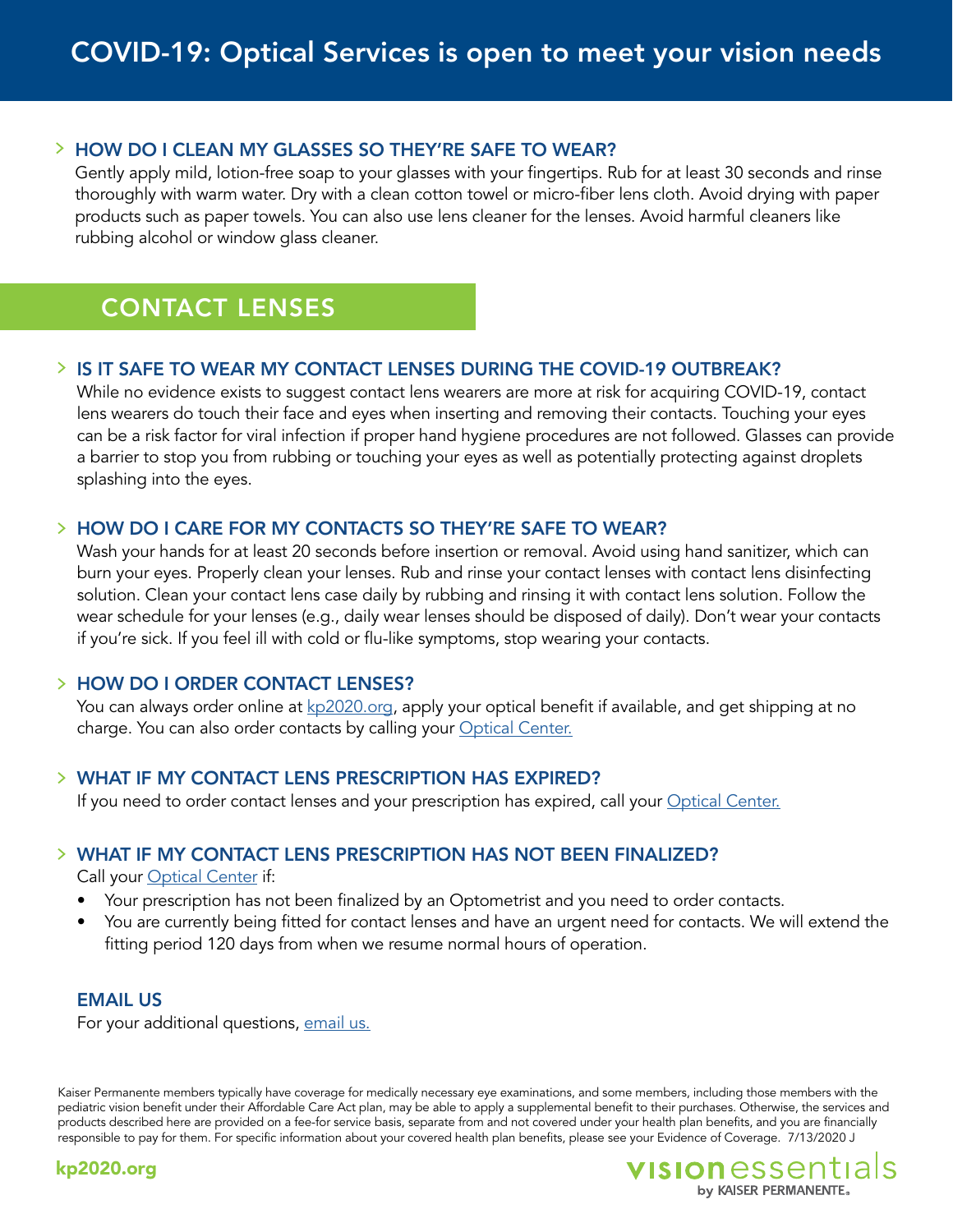# COVID-19: Optical Services is open to meet your vision needs

### HOW DO I CLEAN MY GLASSES SO THEY'RE SAFE TO WEAR?

Gently apply mild, lotion-free soap to your glasses with your fingertips. Rub for at least 30 seconds and rinse thoroughly with warm water. Dry with a clean cotton towel or micro-fiber lens cloth. Avoid drying with paper products such as paper towels. You can also use lens cleaner for the lenses. Avoid harmful cleaners like rubbing alcohol or window glass cleaner.

## CONTACT LENSES

### IS IT SAFE TO WEAR MY CONTACT LENSES DURING THE COVID-19 OUTBREAK?

While no evidence exists to suggest contact lens wearers are more at risk for acquiring COVID-19, contact lens wearers do touch their face and eyes when inserting and removing their contacts. Touching your eyes can be a risk factor for viral infection if proper hand hygiene procedures are not followed. Glasses can provide a barrier to stop you from rubbing or touching your eyes as well as potentially protecting against droplets splashing into the eyes.

### HOW DO I CARE FOR MY CONTACTS SO THEY'RE SAFE TO WEAR?

Wash your hands for at least 20 seconds before insertion or removal. Avoid using hand sanitizer, which can burn your eyes. Properly clean your lenses. Rub and rinse your contact lenses with contact lens disinfecting solution. Clean your contact lens case daily by rubbing and rinsing it with contact lens solution. Follow the wear schedule for your lenses (e.g., daily wear lenses should be disposed of daily). Don't wear your contacts if you're sick. If you feel ill with cold or flu-like symptoms, stop wearing your contacts.

### HOW DO I ORDER CONTACT LENSES?

You can always order online at kp2020.org, apply your optical benefit if available, and get shipping at no charge. You can also order contacts by calling your Optical Center.

### WHAT IF MY CONTACT LENS PRESCRIPTION HAS EXPIRED?

If you need to order contact lenses and your prescription has expired, call your Optical Center.

### WHAT IF MY CONTACT LENS PRESCRIPTION HAS NOT BEEN FINALIZED?

Call your Optical Center if:

- Your prescription has not been finalized by an Optometrist and you need to order contacts.
- You are currently being fitted for contact lenses and have an urgent need for contacts. We will extend the fitting period 120 days from when we resume normal hours of operation.

### EMAIL US

For your additional questions, email us.

Kaiser Permanente members typically have coverage for medically necessary eye examinations, and some members, including those members with the pediatric vision benefit under their Affordable Care Act plan, may be able to apply a supplemental benefit to their purchases. Otherwise, the services and products described here are provided on a fee-for service basis, separate from and not covered under your health plan benefits, and you are financially responsible to pay for them. For specific information about your covered health plan benefits, please see your Evidence of Coverage. 7/13/2020 J

kp2020.org

vision essentials by KAISER PERMANENTE.